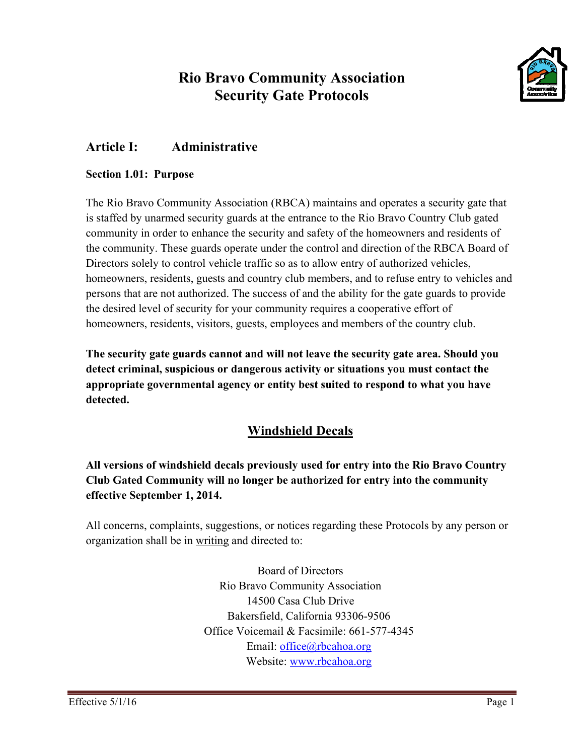# Rio Bravo Community Association
# Security Gate Protocols

## Article I: Administrative

### Section 1.01: Purpose

The Rio Bravo Community Association (RBCA) maintains and operates a security gate that is staffed by unarmed security guards at the entrance to the Rio Bravo Country Club gated community in order to enhance the security and safety of the homeowners and residents of the community. These guards operate under the control and direction of the RBCA Board of Directors solely to control vehicle traffic so as to allow entry of authorized vehicles, homeowners, residents, guests and country club members, and to refuse entry to vehicles and persons that are not authorized. The success of and the ability for the gate guards to provide the desired level of security for your community requires a cooperative effort of homeowners, residents, visitors, guests, employees and members of the country club.

**The security gate guards cannot and will not leave the security gate area. Should you detect criminal, suspicious or dangerous activity or situations you must contact the appropriate governmental agency or entity best suited to respond to what you have detected.**

## Windshield Decals

**All versions of windshield decals previously used for entry into the Rio Bravo Country Club Gated Community will no longer be authorized for entry into the community effective September 1, 2014.**

All concerns, complaints, suggestions, or notices regarding these Protocols by any person or organization shall be in writing and directed to:

Board of Directors
Rio Bravo Community Association
14500 Casa Club Drive
Bakersfield, California 93306-9506
Office Voicemail & Facsimile: 661-577-4345
Email: office@rbcahoa.org
Website: www.rbcahoa.org

Effective 5/1/16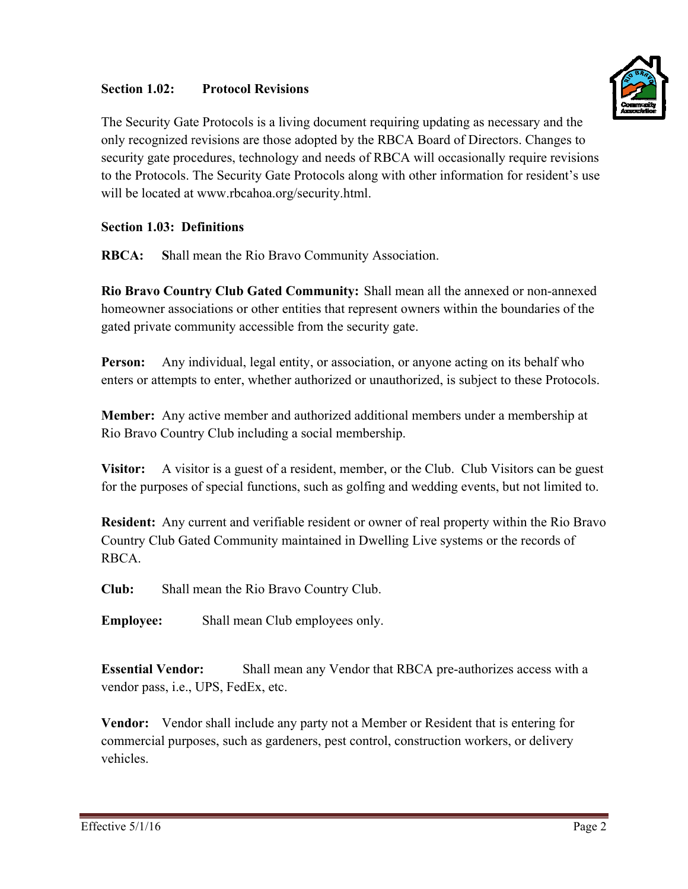### Section 1.02: Protocol Revisions

The Security Gate Protocols is a living document requiring updating as necessary and the only recognized revisions are those adopted by the RBCA Board of Directors. Changes to security gate procedures, technology and needs of RBCA will occasionally require revisions to the Protocols. The Security Gate Protocols along with other information for resident's use will be located at www.rbcahoa.org/security.html.

### Section 1.03: Definitions

**RBCA:** **S**hall mean the Rio Bravo Community Association.

**Rio Bravo Country Club Gated Community:** Shall mean all the annexed or non-annexed homeowner associations or other entities that represent owners within the boundaries of the gated private community accessible from the security gate.

**Person:** Any individual, legal entity, or association, or anyone acting on its behalf who enters or attempts to enter, whether authorized or unauthorized, is subject to these Protocols.

**Member:** Any active member and authorized additional members under a membership at Rio Bravo Country Club including a social membership.

**Visitor:** A visitor is a guest of a resident, member, or the Club. Club Visitors can be guest for the purposes of special functions, such as golfing and wedding events, but not limited to.

**Resident:** Any current and verifiable resident or owner of real property within the Rio Bravo Country Club Gated Community maintained in Dwelling Live systems or the records of RBCA.

**Club:** Shall mean the Rio Bravo Country Club.

**Employee:** Shall mean Club employees only.

**Essential Vendor:** Shall mean any Vendor that RBCA pre-authorizes access with a vendor pass, i.e., UPS, FedEx, etc.

**Vendor:** Vendor shall include any party not a Member or Resident that is entering for commercial purposes, such as gardeners, pest control, construction workers, or delivery vehicles.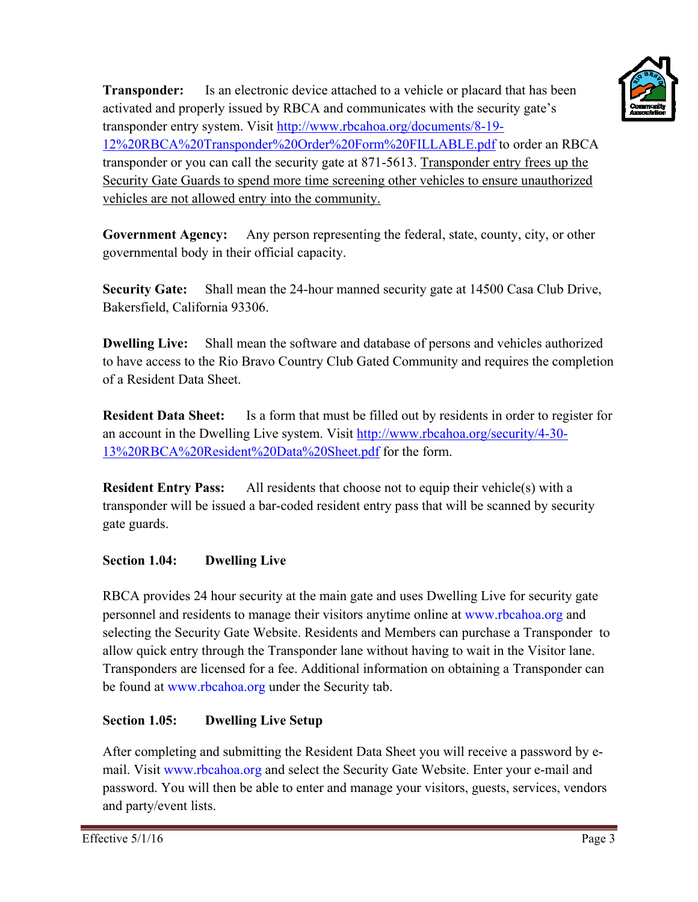**Transponder:** Is an electronic device attached to a vehicle or placard that has been activated and properly issued by RBCA and communicates with the security gate's transponder entry system. Visit [http://www.rbcahoa.org/documents/8-19-12%20RBCA%20Transponder%20Order%20Form%20FILLABLE.pdf](http://www.rbcahoa.org/documents/8-19-12%20RBCA%20Transponder%20Order%20Form%20FILLABLE.pdf) to order an RBCA transponder or you can call the security gate at 871-5613. Transponder entry frees up the Security Gate Guards to spend more time screening other vehicles to ensure unauthorized vehicles are not allowed entry into the community.

**Government Agency:** Any person representing the federal, state, county, city, or other governmental body in their official capacity.

**Security Gate:** Shall mean the 24-hour manned security gate at 14500 Casa Club Drive, Bakersfield, California 93306.

**Dwelling Live:** Shall mean the software and database of persons and vehicles authorized to have access to the Rio Bravo Country Club Gated Community and requires the completion of a Resident Data Sheet.

**Resident Data Sheet:** Is a form that must be filled out by residents in order to register for an account in the Dwelling Live system. Visit [http://www.rbcahoa.org/security/4-30-13%20RBCA%20Resident%20Data%20Sheet.pdf](http://www.rbcahoa.org/security/4-30-13%20RBCA%20Resident%20Data%20Sheet.pdf) for the form.

**Resident Entry Pass:** All residents that choose not to equip their vehicle(s) with a transponder will be issued a bar-coded resident entry pass that will be scanned by security gate guards.

### Section 1.04: Dwelling Live

RBCA provides 24 hour security at the main gate and uses Dwelling Live for security gate personnel and residents to manage their visitors anytime online at www.rbcahoa.org and selecting the Security Gate Website. Residents and Members can purchase a Transponder to allow quick entry through the Transponder lane without having to wait in the Visitor lane. Transponders are licensed for a fee. Additional information on obtaining a Transponder can be found at www.rbcahoa.org under the Security tab.

### Section 1.05: Dwelling Live Setup

After completing and submitting the Resident Data Sheet you will receive a password by e-mail. Visit www.rbcahoa.org and select the Security Gate Website. Enter your e-mail and password. You will then be able to enter and manage your visitors, guests, services, vendors and party/event lists.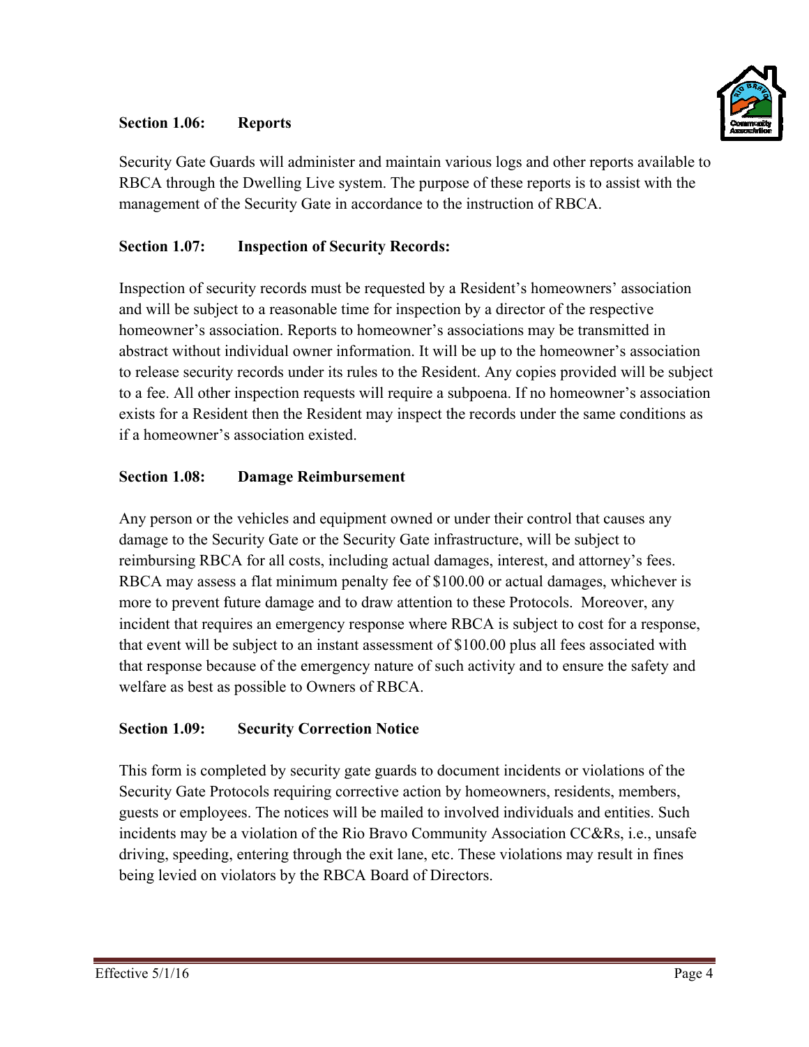### Section 1.06: Reports

Security Gate Guards will administer and maintain various logs and other reports available to RBCA through the Dwelling Live system. The purpose of these reports is to assist with the management of the Security Gate in accordance to the instruction of RBCA.

### Section 1.07: Inspection of Security Records:

Inspection of security records must be requested by a Resident's homeowners' association and will be subject to a reasonable time for inspection by a director of the respective homeowner's association. Reports to homeowner's associations may be transmitted in abstract without individual owner information. It will be up to the homeowner's association to release security records under its rules to the Resident. Any copies provided will be subject to a fee. All other inspection requests will require a subpoena. If no homeowner's association exists for a Resident then the Resident may inspect the records under the same conditions as if a homeowner's association existed.

### Section 1.08: Damage Reimbursement

Any person or the vehicles and equipment owned or under their control that causes any damage to the Security Gate or the Security Gate infrastructure, will be subject to reimbursing RBCA for all costs, including actual damages, interest, and attorney's fees. RBCA may assess a flat minimum penalty fee of $100.00 or actual damages, whichever is more to prevent future damage and to draw attention to these Protocols. Moreover, any incident that requires an emergency response where RBCA is subject to cost for a response, that event will be subject to an instant assessment of $100.00 plus all fees associated with that response because of the emergency nature of such activity and to ensure the safety and welfare as best as possible to Owners of RBCA.

### Section 1.09: Security Correction Notice

This form is completed by security gate guards to document incidents or violations of the Security Gate Protocols requiring corrective action by homeowners, residents, members, guests or employees. The notices will be mailed to involved individuals and entities. Such incidents may be a violation of the Rio Bravo Community Association CC&Rs, i.e., unsafe driving, speeding, entering through the exit lane, etc. These violations may result in fines being levied on violators by the RBCA Board of Directors.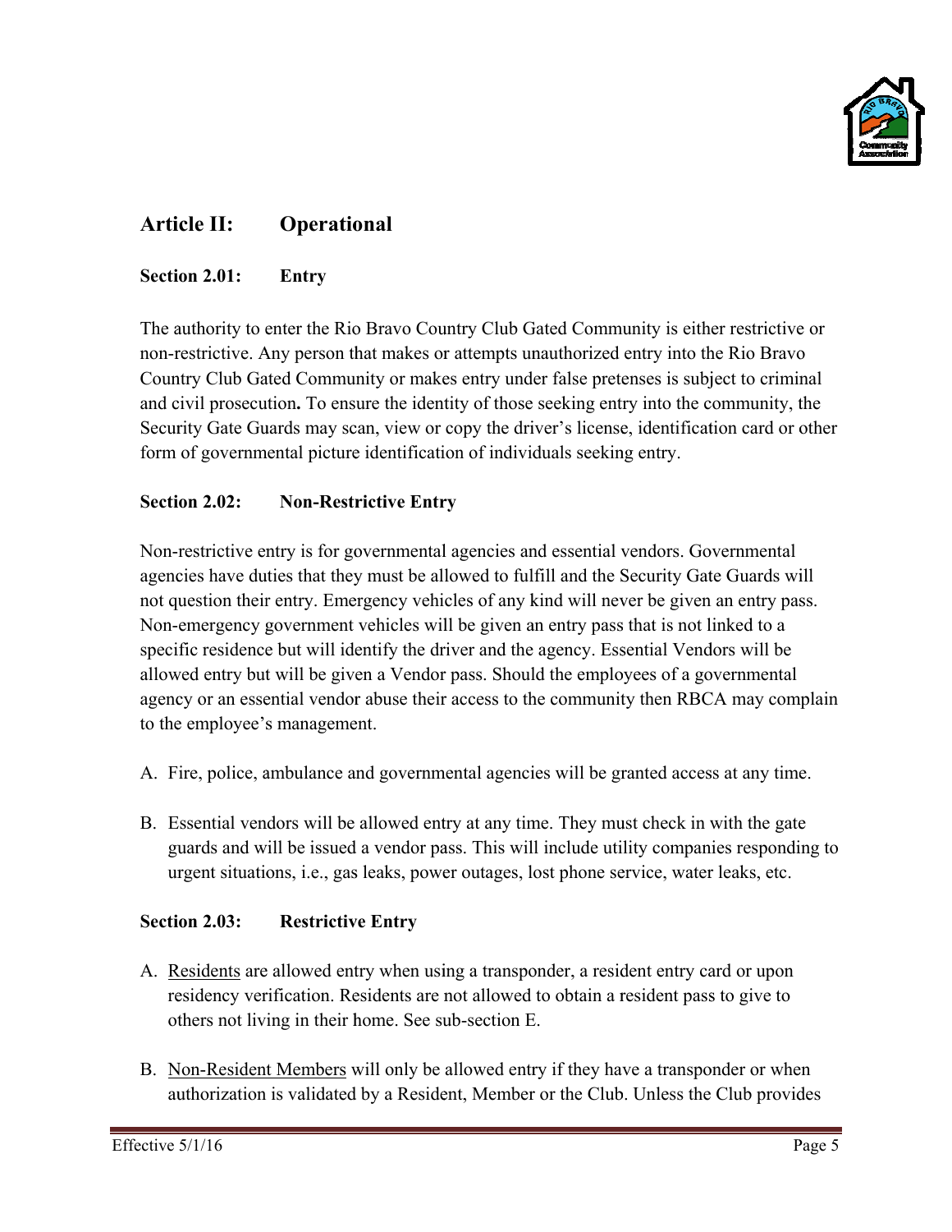## Article II: Operational

### Section 2.01: Entry

The authority to enter the Rio Bravo Country Club Gated Community is either restrictive or non-restrictive. Any person that makes or attempts unauthorized entry into the Rio Bravo Country Club Gated Community or makes entry under false pretenses is subject to criminal and civil prosecution**.** To ensure the identity of those seeking entry into the community, the Security Gate Guards may scan, view or copy the driver's license, identification card or other form of governmental picture identification of individuals seeking entry.

### Section 2.02: Non-Restrictive Entry

Non-restrictive entry is for governmental agencies and essential vendors. Governmental agencies have duties that they must be allowed to fulfill and the Security Gate Guards will not question their entry. Emergency vehicles of any kind will never be given an entry pass. Non-emergency government vehicles will be given an entry pass that is not linked to a specific residence but will identify the driver and the agency. Essential Vendors will be allowed entry but will be given a Vendor pass. Should the employees of a governmental agency or an essential vendor abuse their access to the community then RBCA may complain to the employee's management.

A. Fire, police, ambulance and governmental agencies will be granted access at any time.

B. Essential vendors will be allowed entry at any time. They must check in with the gate guards and will be issued a vendor pass. This will include utility companies responding to urgent situations, i.e., gas leaks, power outages, lost phone service, water leaks, etc.

### Section 2.03: Restrictive Entry

A. <u>Residents</u> are allowed entry when using a transponder, a resident entry card or upon residency verification. Residents are not allowed to obtain a resident pass to give to others not living in their home. See sub-section E.

B. <u>Non-Resident Members</u> will only be allowed entry if they have a transponder or when authorization is validated by a Resident, Member or the Club. Unless the Club provides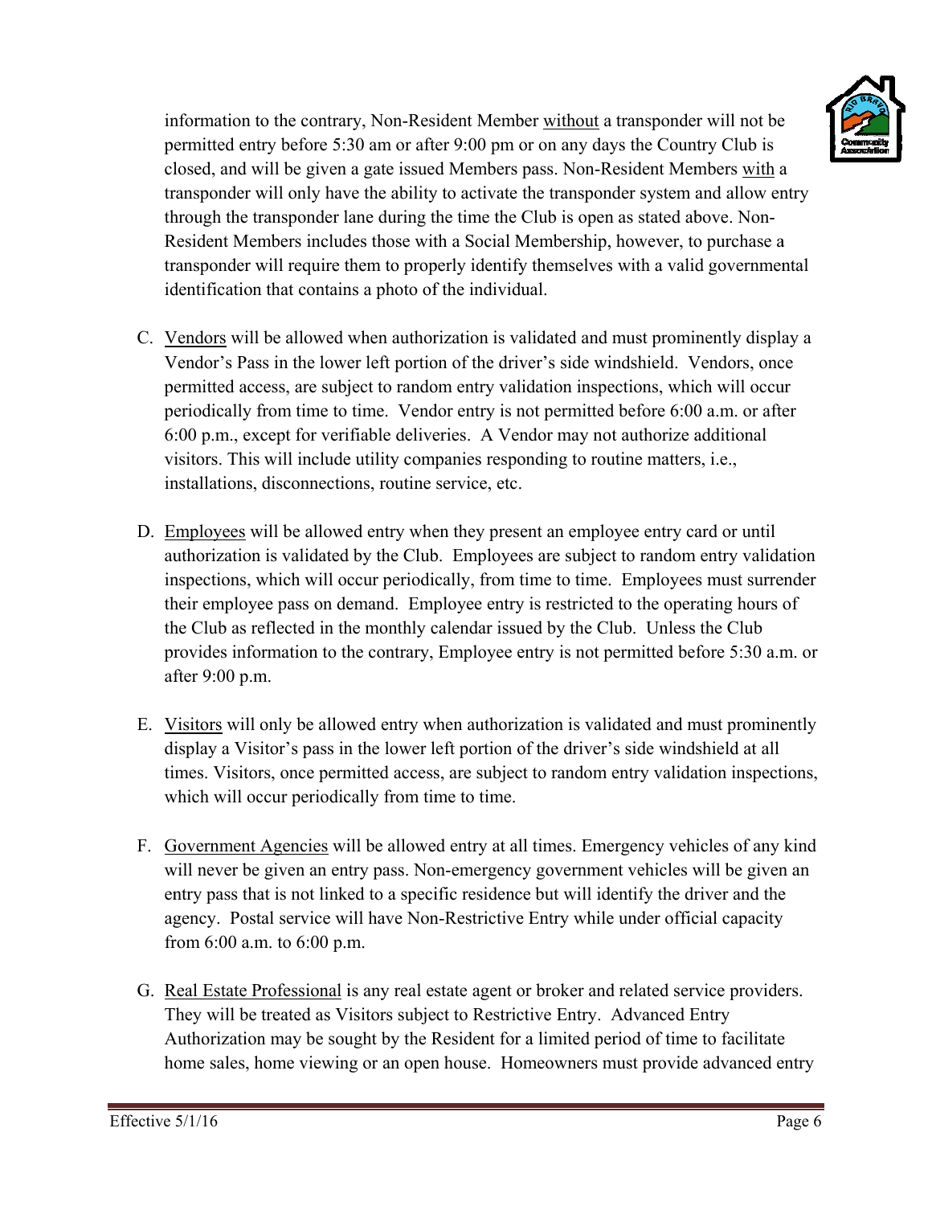information to the contrary, Non-Resident Member without a transponder will not be permitted entry before 5:30 am or after 9:00 pm or on any days the Country Club is closed, and will be given a gate issued Members pass. Non-Resident Members with a transponder will only have the ability to activate the transponder system and allow entry through the transponder lane during the time the Club is open as stated above. Non-Resident Members includes those with a Social Membership, however, to purchase a transponder will require them to properly identify themselves with a valid governmental identification that contains a photo of the individual.

C. Vendors will be allowed when authorization is validated and must prominently display a Vendor's Pass in the lower left portion of the driver's side windshield. Vendors, once permitted access, are subject to random entry validation inspections, which will occur periodically from time to time. Vendor entry is not permitted before 6:00 a.m. or after 6:00 p.m., except for verifiable deliveries. A Vendor may not authorize additional visitors. This will include utility companies responding to routine matters, i.e., installations, disconnections, routine service, etc.

D. Employees will be allowed entry when they present an employee entry card or until authorization is validated by the Club. Employees are subject to random entry validation inspections, which will occur periodically, from time to time. Employees must surrender their employee pass on demand. Employee entry is restricted to the operating hours of the Club as reflected in the monthly calendar issued by the Club. Unless the Club provides information to the contrary, Employee entry is not permitted before 5:30 a.m. or after 9:00 p.m.

E. Visitors will only be allowed entry when authorization is validated and must prominently display a Visitor's pass in the lower left portion of the driver's side windshield at all times. Visitors, once permitted access, are subject to random entry validation inspections, which will occur periodically from time to time.

F. Government Agencies will be allowed entry at all times. Emergency vehicles of any kind will never be given an entry pass. Non-emergency government vehicles will be given an entry pass that is not linked to a specific residence but will identify the driver and the agency. Postal service will have Non-Restrictive Entry while under official capacity from 6:00 a.m. to 6:00 p.m.

G. Real Estate Professional is any real estate agent or broker and related service providers. They will be treated as Visitors subject to Restrictive Entry. Advanced Entry Authorization may be sought by the Resident for a limited period of time to facilitate home sales, home viewing or an open house. Homeowners must provide advanced entry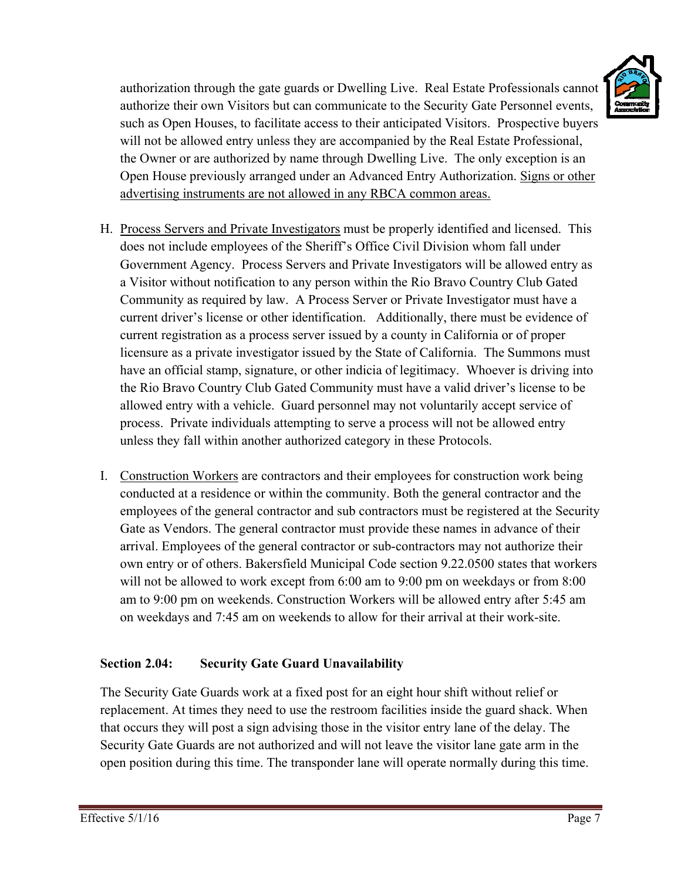authorization through the gate guards or Dwelling Live. Real Estate Professionals cannot authorize their own Visitors but can communicate to the Security Gate Personnel events, such as Open Houses, to facilitate access to their anticipated Visitors. Prospective buyers will not be allowed entry unless they are accompanied by the Real Estate Professional, the Owner or are authorized by name through Dwelling Live. The only exception is an Open House previously arranged under an Advanced Entry Authorization. <u>Signs or other advertising instruments are not allowed in any RBCA common areas.</u>

H. <u>Process Servers and Private Investigators</u> must be properly identified and licensed. This does not include employees of the Sheriff's Office Civil Division whom fall under Government Agency. Process Servers and Private Investigators will be allowed entry as a Visitor without notification to any person within the Rio Bravo Country Club Gated Community as required by law. A Process Server or Private Investigator must have a current driver's license or other identification. Additionally, there must be evidence of current registration as a process server issued by a county in California or of proper licensure as a private investigator issued by the State of California. The Summons must have an official stamp, signature, or other indicia of legitimacy. Whoever is driving into the Rio Bravo Country Club Gated Community must have a valid driver's license to be allowed entry with a vehicle. Guard personnel may not voluntarily accept service of process. Private individuals attempting to serve a process will not be allowed entry unless they fall within another authorized category in these Protocols.

I. <u>Construction Workers</u> are contractors and their employees for construction work being conducted at a residence or within the community. Both the general contractor and the employees of the general contractor and sub contractors must be registered at the Security Gate as Vendors. The general contractor must provide these names in advance of their arrival. Employees of the general contractor or sub-contractors may not authorize their own entry or of others. Bakersfield Municipal Code section 9.22.0500 states that workers will not be allowed to work except from 6:00 am to 9:00 pm on weekdays or from 8:00 am to 9:00 pm on weekends. Construction Workers will be allowed entry after 5:45 am on weekdays and 7:45 am on weekends to allow for their arrival at their work-site.

### Section 2.04: Security Gate Guard Unavailability

The Security Gate Guards work at a fixed post for an eight hour shift without relief or replacement. At times they need to use the restroom facilities inside the guard shack. When that occurs they will post a sign advising those in the visitor entry lane of the delay. The Security Gate Guards are not authorized and will not leave the visitor lane gate arm in the open position during this time. The transponder lane will operate normally during this time.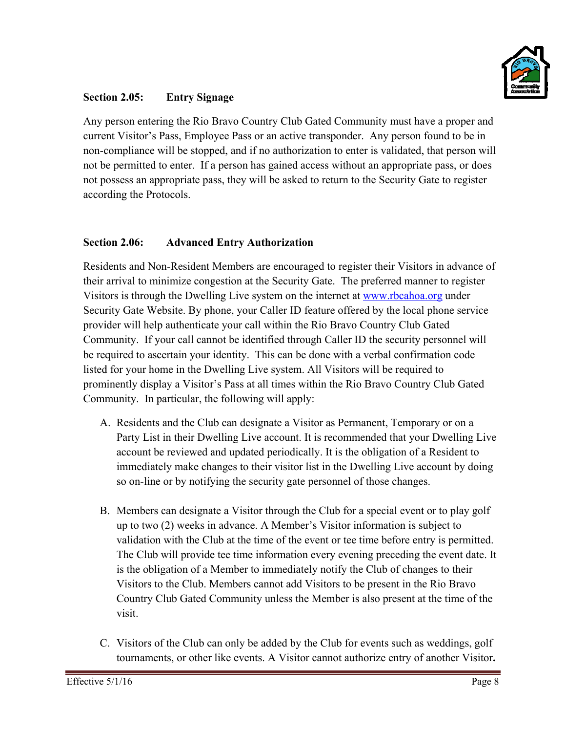### Section 2.05: Entry Signage

Any person entering the Rio Bravo Country Club Gated Community must have a proper and current Visitor's Pass, Employee Pass or an active transponder. Any person found to be in non-compliance will be stopped, and if no authorization to enter is validated, that person will not be permitted to enter. If a person has gained access without an appropriate pass, or does not possess an appropriate pass, they will be asked to return to the Security Gate to register according the Protocols.

### Section 2.06: Advanced Entry Authorization

Residents and Non-Resident Members are encouraged to register their Visitors in advance of their arrival to minimize congestion at the Security Gate. The preferred manner to register Visitors is through the Dwelling Live system on the internet at [www.rbcahoa.org](http://www.rbcahoa.org) under Security Gate Website. By phone, your Caller ID feature offered by the local phone service provider will help authenticate your call within the Rio Bravo Country Club Gated Community. If your call cannot be identified through Caller ID the security personnel will be required to ascertain your identity. This can be done with a verbal confirmation code listed for your home in the Dwelling Live system. All Visitors will be required to prominently display a Visitor's Pass at all times within the Rio Bravo Country Club Gated Community. In particular, the following will apply:

A. Residents and the Club can designate a Visitor as Permanent, Temporary or on a Party List in their Dwelling Live account. It is recommended that your Dwelling Live account be reviewed and updated periodically. It is the obligation of a Resident to immediately make changes to their visitor list in the Dwelling Live account by doing so on-line or by notifying the security gate personnel of those changes.

B. Members can designate a Visitor through the Club for a special event or to play golf up to two (2) weeks in advance. A Member's Visitor information is subject to validation with the Club at the time of the event or tee time before entry is permitted. The Club will provide tee time information every evening preceding the event date. It is the obligation of a Member to immediately notify the Club of changes to their Visitors to the Club. Members cannot add Visitors to be present in the Rio Bravo Country Club Gated Community unless the Member is also present at the time of the visit.

C. Visitors of the Club can only be added by the Club for events such as weddings, golf tournaments, or other like events. A Visitor cannot authorize entry of another Visitor**.**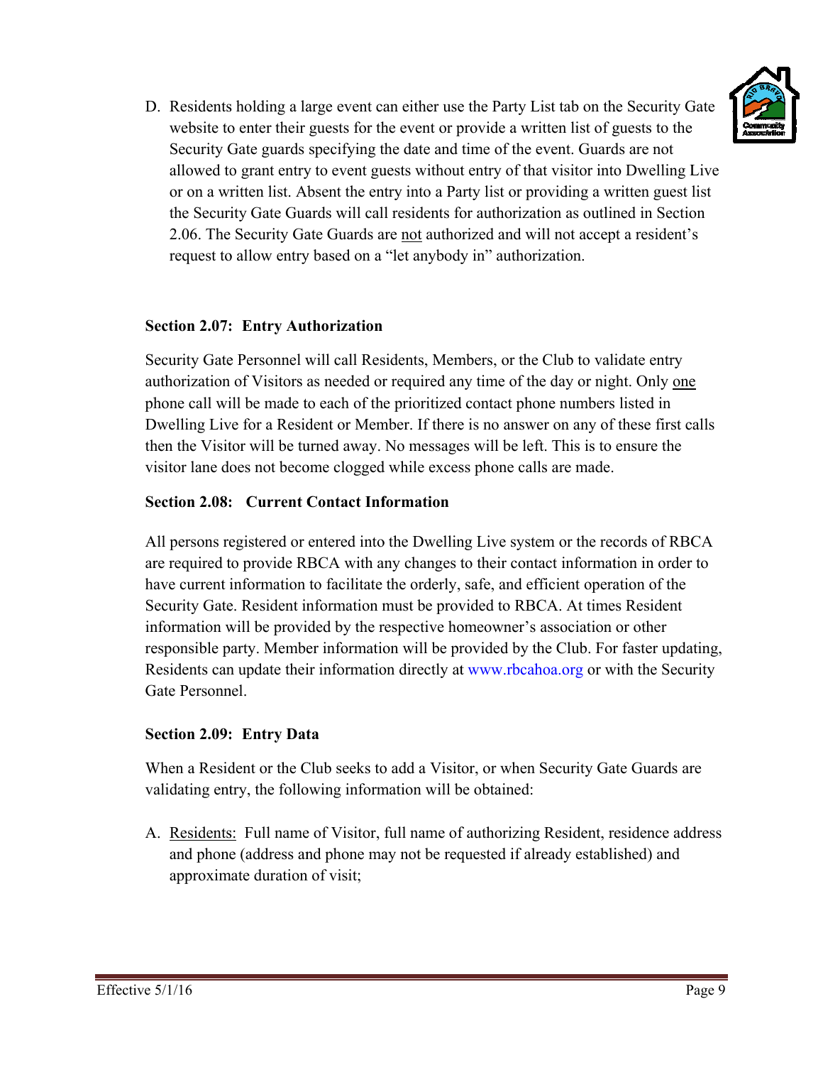D. Residents holding a large event can either use the Party List tab on the Security Gate website to enter their guests for the event or provide a written list of guests to the Security Gate guards specifying the date and time of the event. Guards are not allowed to grant entry to event guests without entry of that visitor into Dwelling Live or on a written list. Absent the entry into a Party list or providing a written guest list the Security Gate Guards will call residents for authorization as outlined in Section 2.06. The Security Gate Guards are not authorized and will not accept a resident's request to allow entry based on a "let anybody in" authorization.

### Section 2.07: Entry Authorization

Security Gate Personnel will call Residents, Members, or the Club to validate entry authorization of Visitors as needed or required any time of the day or night. Only one phone call will be made to each of the prioritized contact phone numbers listed in Dwelling Live for a Resident or Member. If there is no answer on any of these first calls then the Visitor will be turned away. No messages will be left. This is to ensure the visitor lane does not become clogged while excess phone calls are made.

### Section 2.08: Current Contact Information

All persons registered or entered into the Dwelling Live system or the records of RBCA are required to provide RBCA with any changes to their contact information in order to have current information to facilitate the orderly, safe, and efficient operation of the Security Gate. Resident information must be provided to RBCA. At times Resident information will be provided by the respective homeowner's association or other responsible party. Member information will be provided by the Club. For faster updating, Residents can update their information directly at www.rbcahoa.org or with the Security Gate Personnel.

### Section 2.09: Entry Data

When a Resident or the Club seeks to add a Visitor, or when Security Gate Guards are validating entry, the following information will be obtained:

A. Residents: Full name of Visitor, full name of authorizing Resident, residence address and phone (address and phone may not be requested if already established) and approximate duration of visit;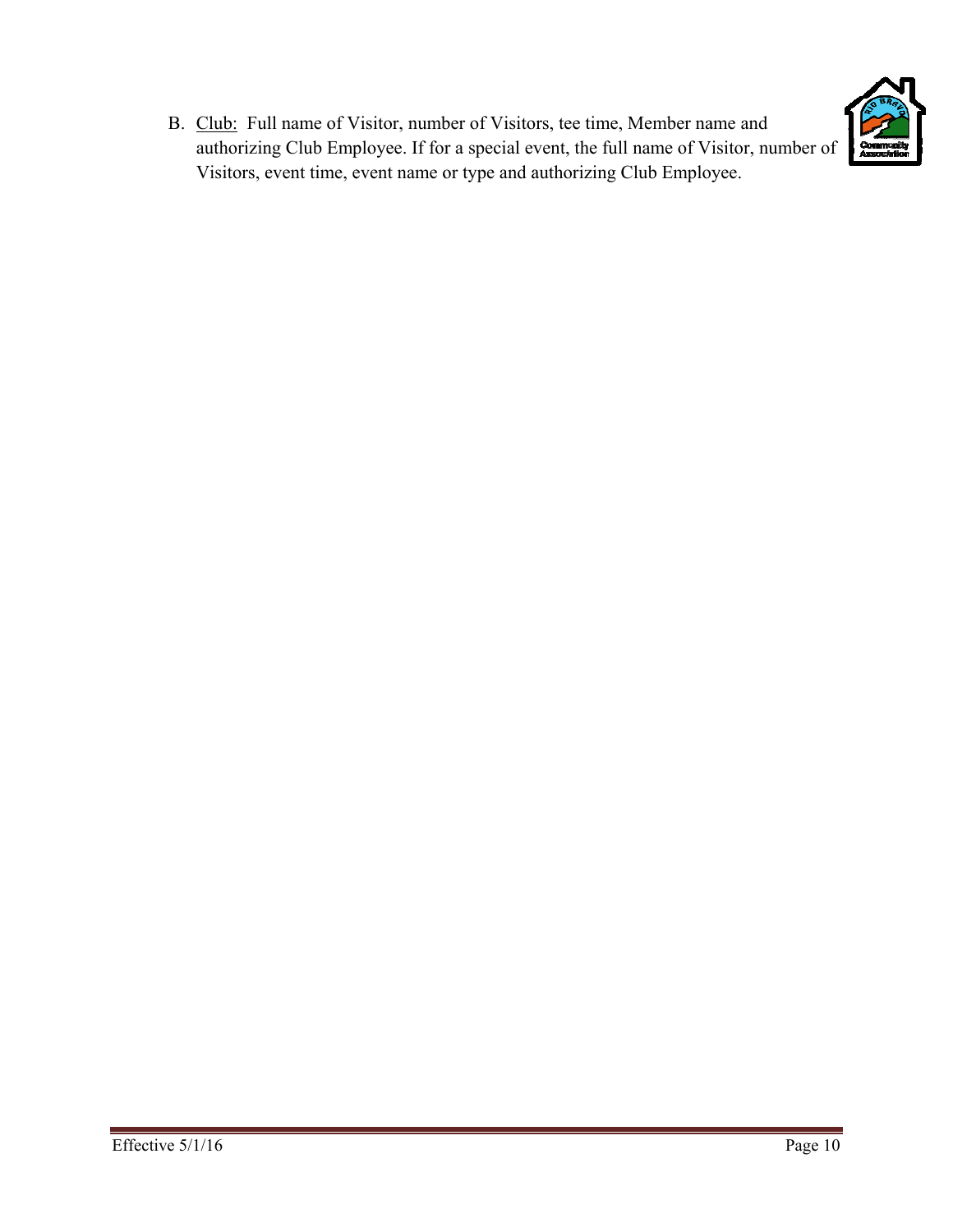B. <u>Club:</u> Full name of Visitor, number of Visitors, tee time, Member name and authorizing Club Employee. If for a special event, the full name of Visitor, number of Visitors, event time, event name or type and authorizing Club Employee.